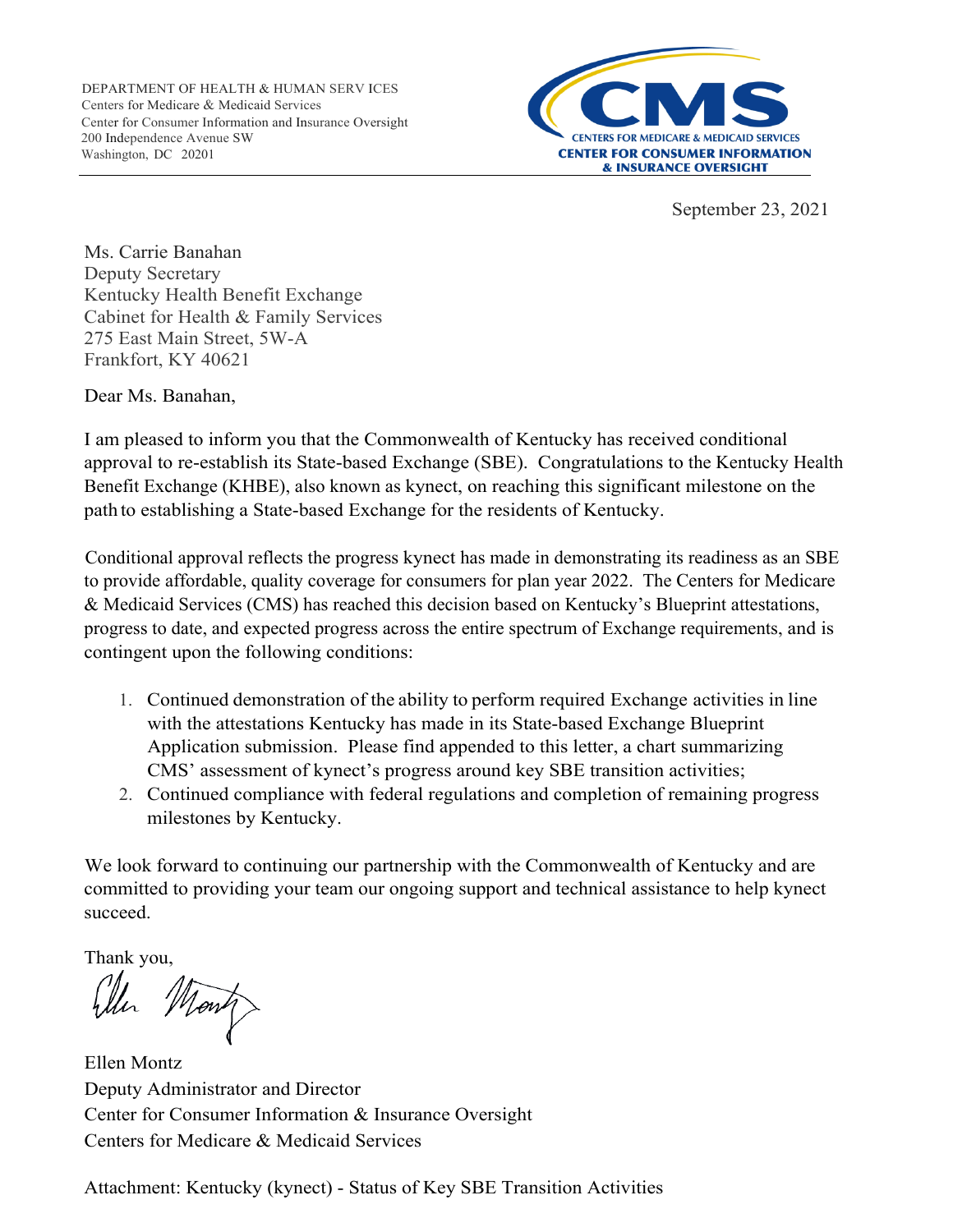DEPARTMENT OF HEALTH & HUMAN SERV ICES
Centers for Medicare & Medicaid Services
Center for Consumer Information and Insurance Oversight
200 Independence Avenue SW
Washington, DC 20201

CMS
CENTERS FOR MEDICARE & MEDICAID SERVICES
CENTER FOR CONSUMER INFORMATION & INSURANCE OVERSIGHT

September 23, 2021

Ms. Carrie Banahan
Deputy Secretary
Kentucky Health Benefit Exchange
Cabinet for Health & Family Services
275 East Main Street, 5W-A
Frankfort, KY 40621

Dear Ms. Banahan,

I am pleased to inform you that the Commonwealth of Kentucky has received conditional approval to re-establish its State-based Exchange (SBE). Congratulations to the Kentucky Health Benefit Exchange (KHBE), also known as kynect, on reaching this significant milestone on the path to establishing a State-based Exchange for the residents of Kentucky.

Conditional approval reflects the progress kynect has made in demonstrating its readiness as an SBE to provide affordable, quality coverage for consumers for plan year 2022. The Centers for Medicare & Medicaid Services (CMS) has reached this decision based on Kentucky's Blueprint attestations, progress to date, and expected progress across the entire spectrum of Exchange requirements, and is contingent upon the following conditions:

1. Continued demonstration of the ability to perform required Exchange activities in line with the attestations Kentucky has made in its State-based Exchange Blueprint Application submission. Please find appended to this letter, a chart summarizing CMS' assessment of kynect's progress around key SBE transition activities;
2. Continued compliance with federal regulations and completion of remaining progress milestones by Kentucky.

We look forward to continuing our partnership with the Commonwealth of Kentucky and are committed to providing your team our ongoing support and technical assistance to help kynect succeed.

Thank you,

Ellen Montz
Deputy Administrator and Director
Center for Consumer Information & Insurance Oversight
Centers for Medicare & Medicaid Services

Attachment: Kentucky (kynect) - Status of Key SBE Transition Activities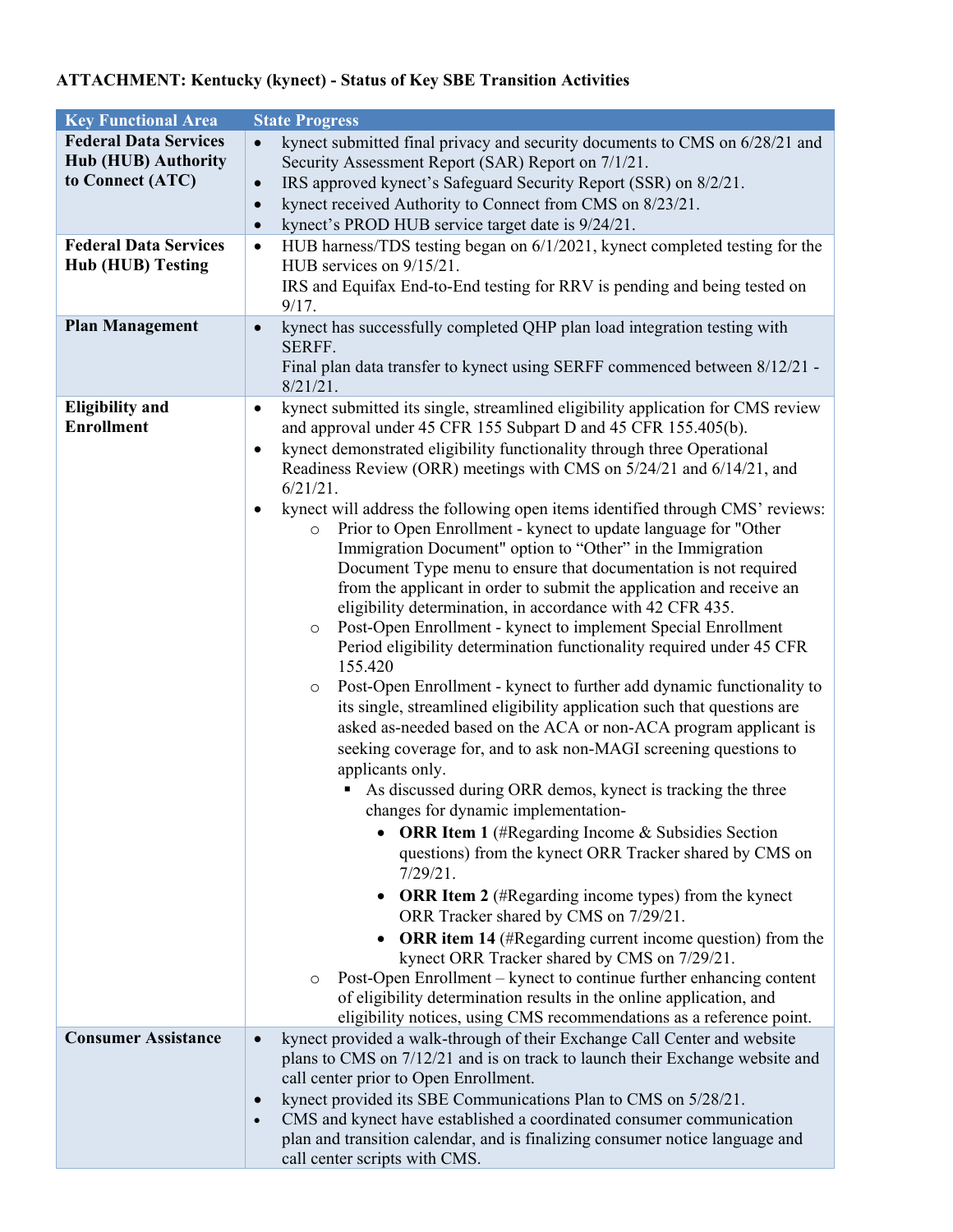**ATTACHMENT: Kentucky (kynect) - Status of Key SBE Transition Activities**

| Key Functional Area | State Progress |
|---|---|
| **Federal Data Services Hub (HUB) Authority to Connect (ATC)** | • kynect submitted final privacy and security documents to CMS on 6/28/21 and Security Assessment Report (SAR) Report on 7/1/21.<br>• IRS approved kynect's Safeguard Security Report (SSR) on 8/2/21.<br>• kynect received Authority to Connect from CMS on 8/23/21.<br>• kynect's PROD HUB service target date is 9/24/21. |
| **Federal Data Services Hub (HUB) Testing** | • HUB harness/TDS testing began on 6/1/2021, kynect completed testing for the HUB services on 9/15/21.<br>IRS and Equifax End-to-End testing for RRV is pending and being tested on 9/17. |
| **Plan Management** | • kynect has successfully completed QHP plan load integration testing with SERFF.<br>Final plan data transfer to kynect using SERFF commenced between 8/12/21 - 8/21/21. |
| **Eligibility and Enrollment** | • kynect submitted its single, streamlined eligibility application for CMS review and approval under 45 CFR 155 Subpart D and 45 CFR 155.405(b).<br>• kynect demonstrated eligibility functionality through three Operational Readiness Review (ORR) meetings with CMS on 5/24/21 and 6/14/21, and 6/21/21.<br>• kynect will address the following open items identified through CMS' reviews:<br>  ○ Prior to Open Enrollment - kynect to update language for "Other Immigration Document" option to "Other" in the Immigration Document Type menu to ensure that documentation is not required from the applicant in order to submit the application and receive an eligibility determination, in accordance with 42 CFR 435.<br>  ○ Post-Open Enrollment - kynect to implement Special Enrollment Period eligibility determination functionality required under 45 CFR 155.420<br>  ○ Post-Open Enrollment - kynect to further add dynamic functionality to its single, streamlined eligibility application such that questions are asked as-needed based on the ACA or non-ACA program applicant is seeking coverage for, and to ask non-MAGI screening questions to applicants only.<br>    ▪ As discussed during ORR demos, kynect is tracking the three changes for dynamic implementation-<br>      • **ORR Item 1** (#Regarding Income & Subsidies Section questions) from the kynect ORR Tracker shared by CMS on 7/29/21.<br>      • **ORR Item 2** (#Regarding income types) from the kynect ORR Tracker shared by CMS on 7/29/21.<br>      • **ORR item 14** (#Regarding current income question) from the kynect ORR Tracker shared by CMS on 7/29/21.<br>  ○ Post-Open Enrollment – kynect to continue further enhancing content of eligibility determination results in the online application, and eligibility notices, using CMS recommendations as a reference point. |
| **Consumer Assistance** | • kynect provided a walk-through of their Exchange Call Center and website plans to CMS on 7/12/21 and is on track to launch their Exchange website and call center prior to Open Enrollment.<br>• kynect provided its SBE Communications Plan to CMS on 5/28/21.<br>• CMS and kynect have established a coordinated consumer communication plan and transition calendar, and is finalizing consumer notice language and call center scripts with CMS. |